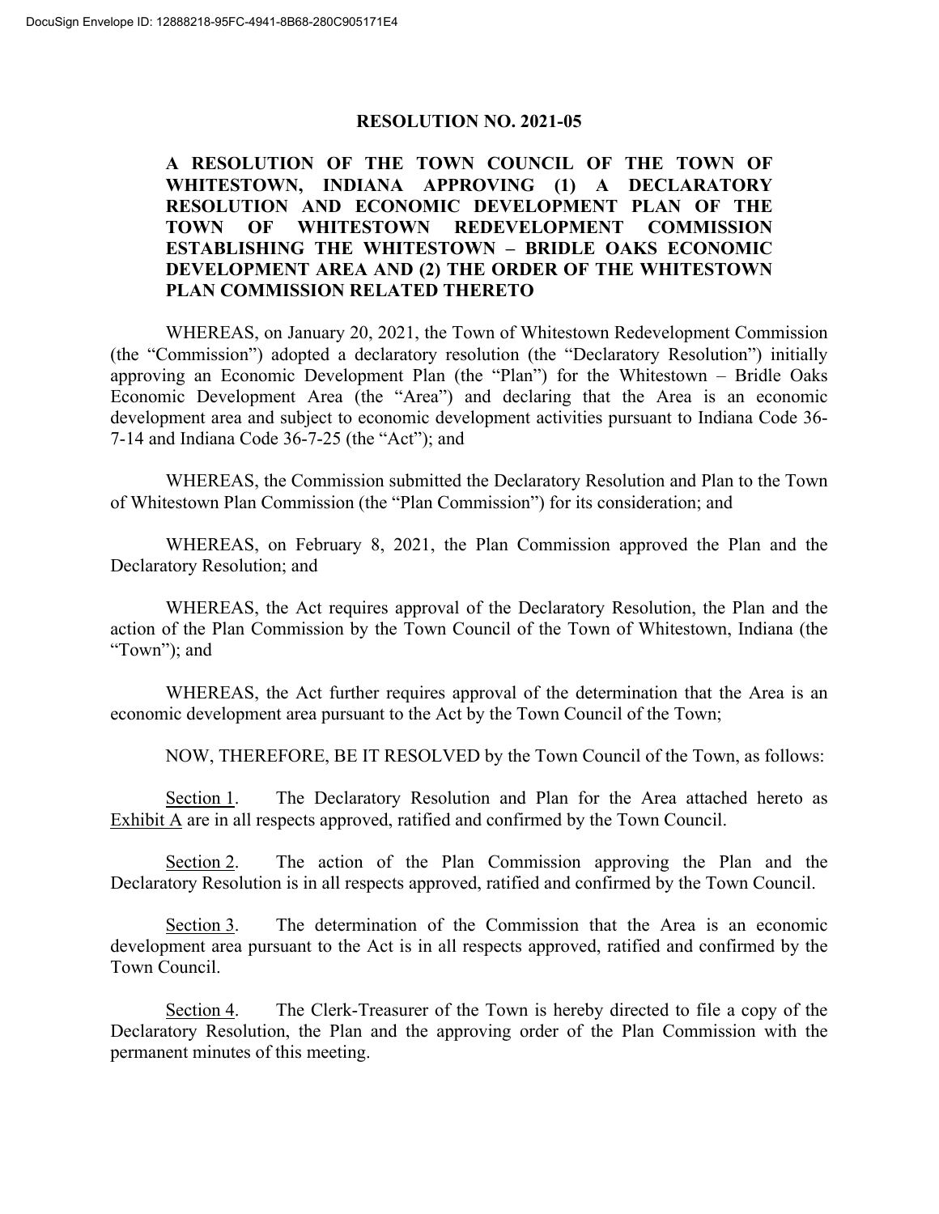# RESOLUTION NO. 2021-05

**A RESOLUTION OF THE TOWN COUNCIL OF THE TOWN OF WHITESTOWN, INDIANA APPROVING (1) A DECLARATORY RESOLUTION AND ECONOMIC DEVELOPMENT PLAN OF THE TOWN OF WHITESTOWN REDEVELOPMENT COMMISSION ESTABLISHING THE WHITESTOWN – BRIDLE OAKS ECONOMIC DEVELOPMENT AREA AND (2) THE ORDER OF THE WHITESTOWN PLAN COMMISSION RELATED THERETO**

WHEREAS, on January 20, 2021, the Town of Whitestown Redevelopment Commission (the "Commission") adopted a declaratory resolution (the "Declaratory Resolution") initially approving an Economic Development Plan (the "Plan") for the Whitestown – Bridle Oaks Economic Development Area (the "Area") and declaring that the Area is an economic development area and subject to economic development activities pursuant to Indiana Code 36-7-14 and Indiana Code 36-7-25 (the "Act"); and

WHEREAS, the Commission submitted the Declaratory Resolution and Plan to the Town of Whitestown Plan Commission (the "Plan Commission") for its consideration; and

WHEREAS, on February 8, 2021, the Plan Commission approved the Plan and the Declaratory Resolution; and

WHEREAS, the Act requires approval of the Declaratory Resolution, the Plan and the action of the Plan Commission by the Town Council of the Town of Whitestown, Indiana (the "Town"); and

WHEREAS, the Act further requires approval of the determination that the Area is an economic development area pursuant to the Act by the Town Council of the Town;

NOW, THEREFORE, BE IT RESOLVED by the Town Council of the Town, as follows:

Section 1. The Declaratory Resolution and Plan for the Area attached hereto as Exhibit A are in all respects approved, ratified and confirmed by the Town Council.

Section 2. The action of the Plan Commission approving the Plan and the Declaratory Resolution is in all respects approved, ratified and confirmed by the Town Council.

Section 3. The determination of the Commission that the Area is an economic development area pursuant to the Act is in all respects approved, ratified and confirmed by the Town Council.

Section 4. The Clerk-Treasurer of the Town is hereby directed to file a copy of the Declaratory Resolution, the Plan and the approving order of the Plan Commission with the permanent minutes of this meeting.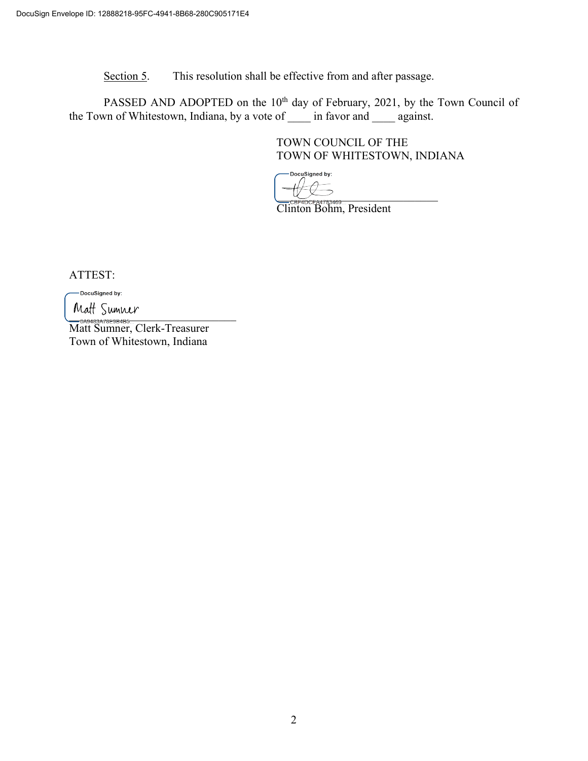Section 5. This resolution shall be effective from and after passage.

PASSED AND ADOPTED on the 10th day of February, 2021, by the Town Council of the Town of Whitestown, Indiana, by a vote of ____ in favor and ____ against.

TOWN COUNCIL OF THE
TOWN OF WHITESTOWN, INDIANA

DocuSigned by:
CBF4DCEA4783469

Clinton Bohm, President

ATTEST:

DocuSigned by:
Matt Sumner
0A9483A78E9B4B5

Matt Sumner, Clerk-Treasurer
Town of Whitestown, Indiana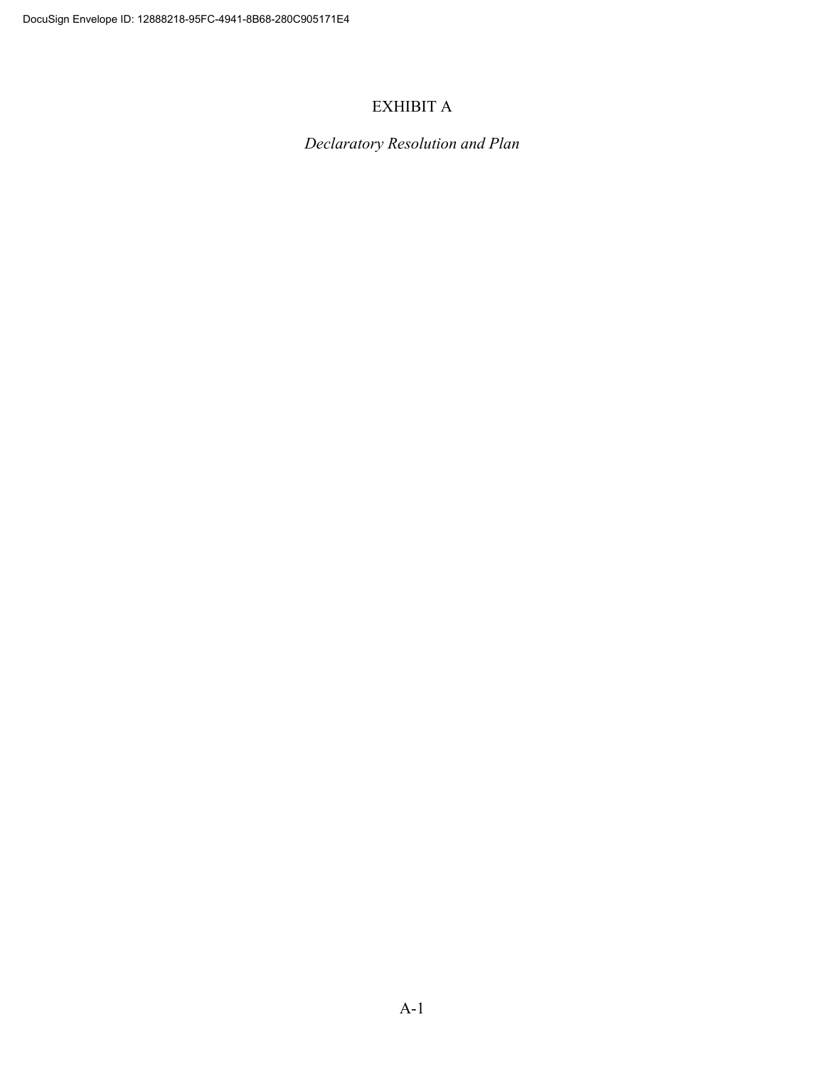# EXHIBIT A

*Declaratory Resolution and Plan*